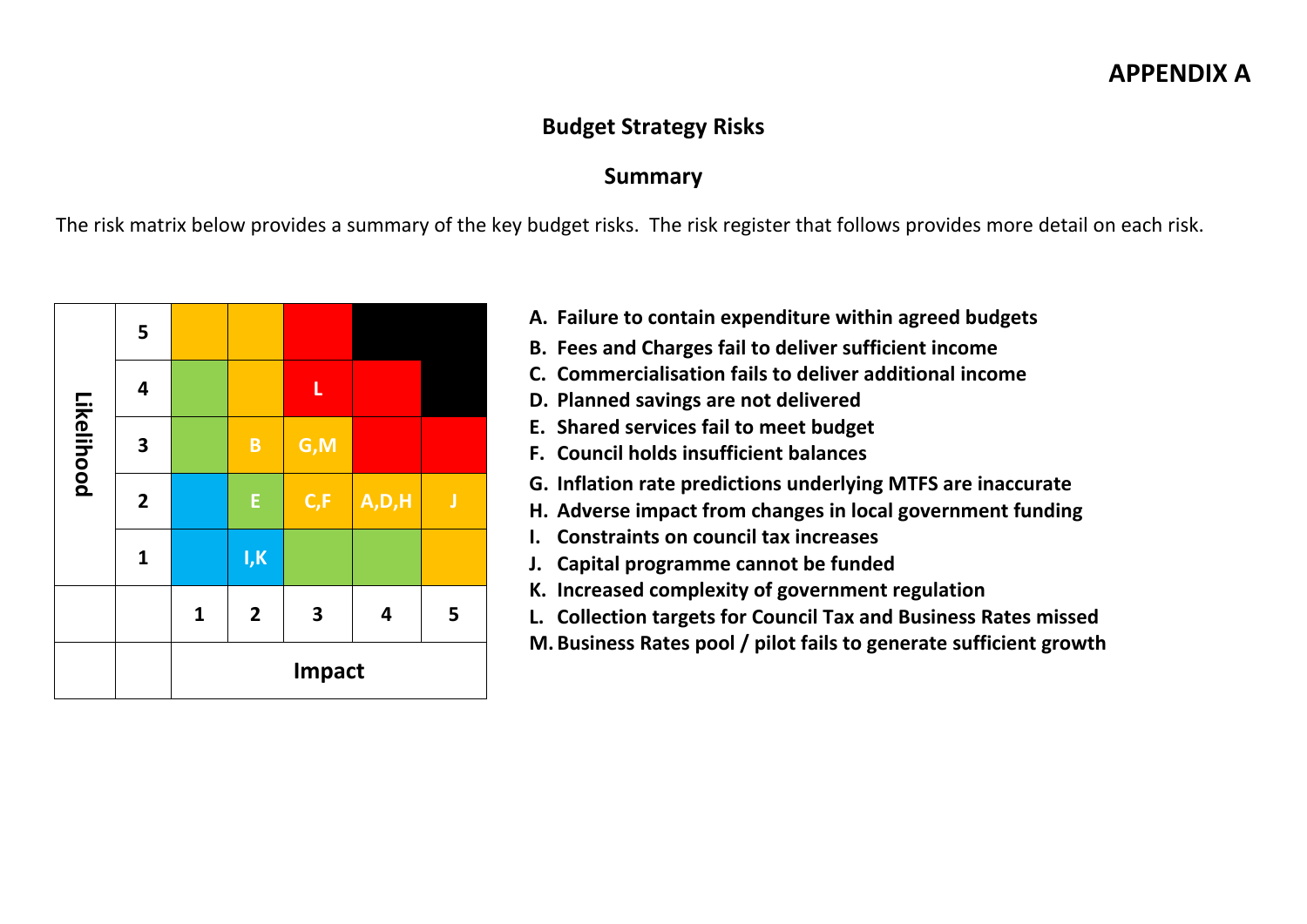# APPENDIX A

## Budget Strategy Risks

### Summary

The risk matrix below provides a summary of the key budget risks. The risk register that follows provides more detail on each risk.

| Likelihood | | | | | | |
|---|---|---|---|---|---|---|
| | 5 | | | | | |
| | 4 | | | L | | |
| | 3 | | B | G,M | | |
| | 2 | | E | C,F | A,D,H | J |
| | 1 | | I,K | | | |
| | | 1 | 2 | 3 | 4 | 5 |
| | | Impact | | | | |

- **A. Failure to contain expenditure within agreed budgets**
- **B. Fees and Charges fail to deliver sufficient income**
- **C. Commercialisation fails to deliver additional income**
- **D. Planned savings are not delivered**
- **E. Shared services fail to meet budget**
- **F. Council holds insufficient balances**
- **G. Inflation rate predictions underlying MTFS are inaccurate**
- **H. Adverse impact from changes in local government funding**
- **I. Constraints on council tax increases**
- **J. Capital programme cannot be funded**
- **K. Increased complexity of government regulation**
- **L. Collection targets for Council Tax and Business Rates missed**
- **M. Business Rates pool / pilot fails to generate sufficient growth**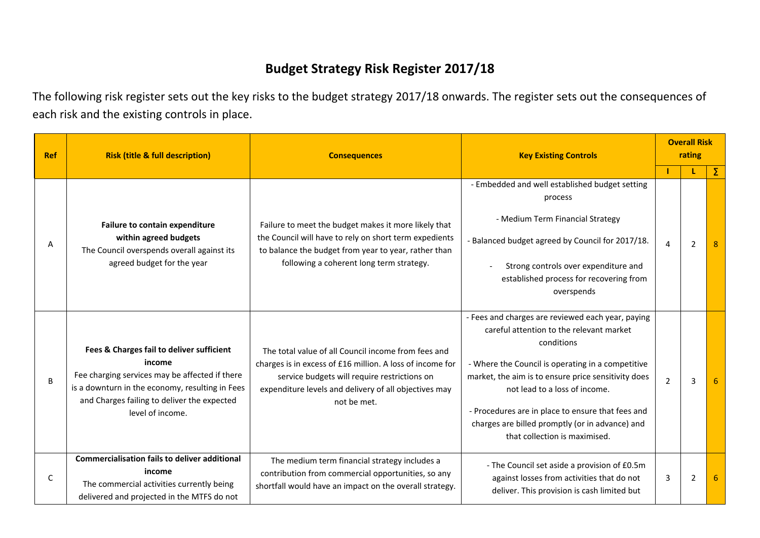# Budget Strategy Risk Register 2017/18

The following risk register sets out the key risks to the budget strategy 2017/18 onwards. The register sets out the consequences of each risk and the existing controls in place.

| Ref | Risk (title & full description) | Consequences | Key Existing Controls | Overall Risk rating | | |
|---|---|---|---|---|---|---|
| | | | | I | L | ∑ |
| A | **Failure to contain expenditure within agreed budgets** The Council overspends overall against its agreed budget for the year | Failure to meet the budget makes it more likely that the Council will have to rely on short term expedients to balance the budget from year to year, rather than following a coherent long term strategy. | - Embedded and well established budget setting process<br><br>- Medium Term Financial Strategy<br><br>- Balanced budget agreed by Council for 2017/18.<br><br>- Strong controls over expenditure and established process for recovering from overspends | 4 | 2 | 8 |
| B | **Fees & Charges fail to deliver sufficient income** Fee charging services may be affected if there is a downturn in the economy, resulting in Fees and Charges failing to deliver the expected level of income. | The total value of all Council income from fees and charges is in excess of £16 million. A loss of income for service budgets will require restrictions on expenditure levels and delivery of all objectives may not be met. | - Fees and charges are reviewed each year, paying careful attention to the relevant market conditions<br><br>- Where the Council is operating in a competitive market, the aim is to ensure price sensitivity does not lead to a loss of income.<br><br>- Procedures are in place to ensure that fees and charges are billed promptly (or in advance) and that collection is maximised. | 2 | 3 | 6 |
| C | **Commercialisation fails to deliver additional income** The commercial activities currently being delivered and projected in the MTFS do not | The medium term financial strategy includes a contribution from commercial opportunities, so any shortfall would have an impact on the overall strategy. | - The Council set aside a provision of £0.5m against losses from activities that do not deliver. This provision is cash limited but | 3 | 2 | 6 |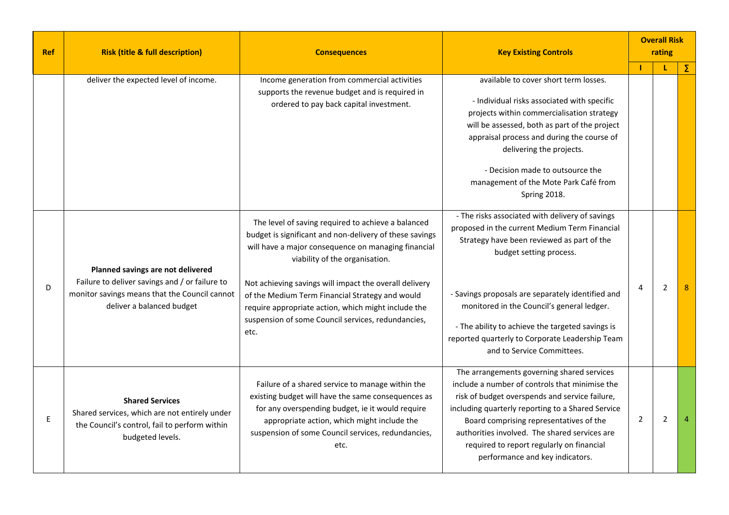| Ref | Risk (title & full description) | Consequences | Key Existing Controls | Overall Risk rating | | |
|---|---|---|---|---|---|---|
| | | | | I | L | Σ |
| | deliver the expected level of income. | Income generation from commercial activities supports the revenue budget and is required in ordered to pay back capital investment. | available to cover short term losses.<br><br>- Individual risks associated with specific projects within commercialisation strategy will be assessed, both as part of the project appraisal process and during the course of delivering the projects.<br><br>- Decision made to outsource the management of the Mote Park Café from Spring 2018. | | | |
| D | **Planned savings are not delivered**<br>Failure to deliver savings and / or failure to monitor savings means that the Council cannot deliver a balanced budget | The level of saving required to achieve a balanced budget is significant and non-delivery of these savings will have a major consequence on managing financial viability of the organisation.<br><br>Not achieving savings will impact the overall delivery of the Medium Term Financial Strategy and would require appropriate action, which might include the suspension of some Council services, redundancies, etc. | - The risks associated with delivery of savings proposed in the current Medium Term Financial Strategy have been reviewed as part of the budget setting process.<br><br>- Savings proposals are separately identified and monitored in the Council's general ledger.<br><br>- The ability to achieve the targeted savings is reported quarterly to Corporate Leadership Team and to Service Committees. | 4 | 2 | 8 |
| E | **Shared Services**<br>Shared services, which are not entirely under the Council's control, fail to perform within budgeted levels. | Failure of a shared service to manage within the existing budget will have the same consequences as for any overspending budget, ie it would require appropriate action, which might include the suspension of some Council services, redundancies, etc. | The arrangements governing shared services include a number of controls that minimise the risk of budget overspends and service failure, including quarterly reporting to a Shared Service Board comprising representatives of the authorities involved. The shared services are required to report regularly on financial performance and key indicators. | 2 | 2 | 4 |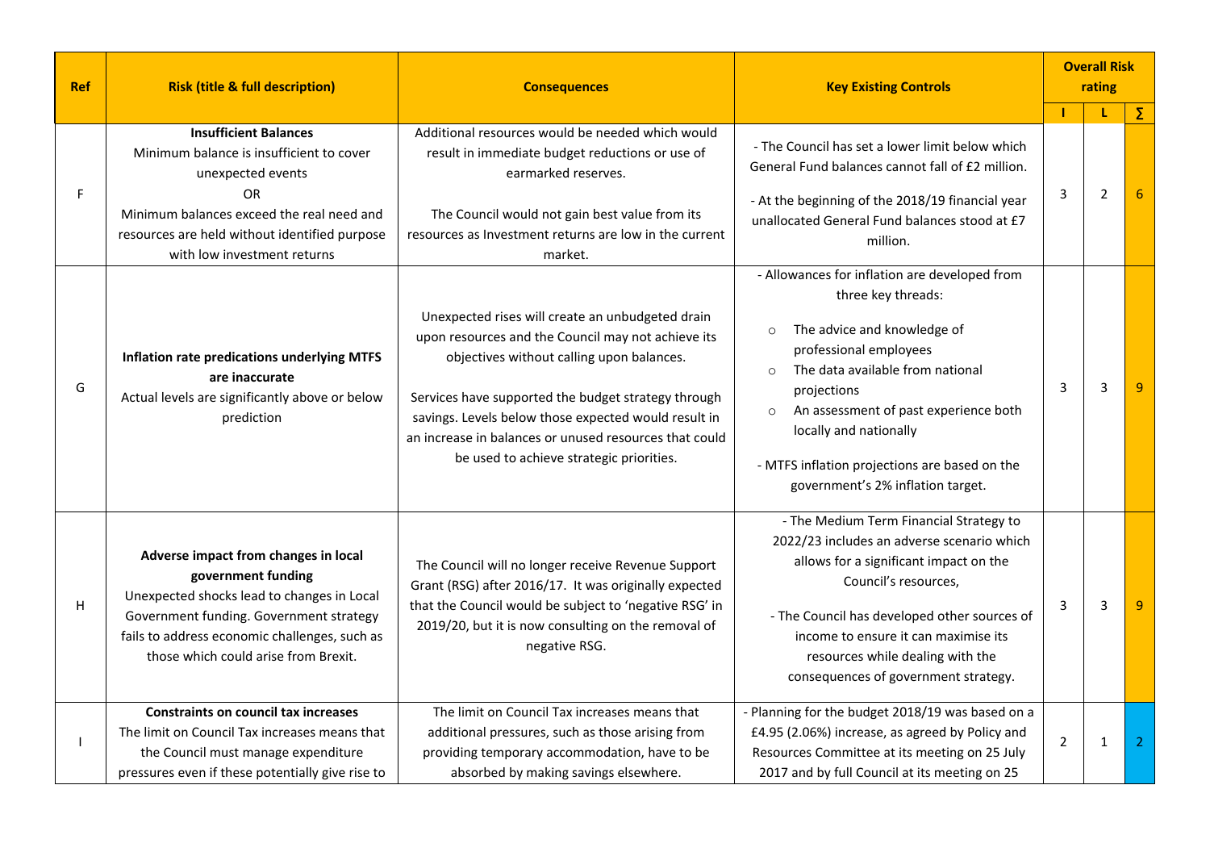| Ref | Risk (title & full description) | Consequences | Key Existing Controls | Overall Risk rating | | |
|---|---|---|---|---|---|---|
| | | | | I | L | ∑ |
| F | **Insufficient Balances** Minimum balance is insufficient to cover unexpected events OR Minimum balances exceed the real need and resources are held without identified purpose with low investment returns | Additional resources would be needed which would result in immediate budget reductions or use of earmarked reserves. The Council would not gain best value from its resources as Investment returns are low in the current market. | - The Council has set a lower limit below which General Fund balances cannot fall of £2 million. - At the beginning of the 2018/19 financial year unallocated General Fund balances stood at £7 million. | 3 | 2 | 6 |
| G | **Inflation rate predications underlying MTFS are inaccurate** Actual levels are significantly above or below prediction | Unexpected rises will create an unbudgeted drain upon resources and the Council may not achieve its objectives without calling upon balances. Services have supported the budget strategy through savings. Levels below those expected would result in an increase in balances or unused resources that could be used to achieve strategic priorities. | - Allowances for inflation are developed from three key threads: ○ The advice and knowledge of professional employees ○ The data available from national projections ○ An assessment of past experience both locally and nationally - MTFS inflation projections are based on the government's 2% inflation target. | 3 | 3 | 9 |
| H | **Adverse impact from changes in local government funding** Unexpected shocks lead to changes in Local Government funding. Government strategy fails to address economic challenges, such as those which could arise from Brexit. | The Council will no longer receive Revenue Support Grant (RSG) after 2016/17. It was originally expected that the Council would be subject to 'negative RSG' in 2019/20, but it is now consulting on the removal of negative RSG. | - The Medium Term Financial Strategy to 2022/23 includes an adverse scenario which allows for a significant impact on the Council's resources, - The Council has developed other sources of income to ensure it can maximise its resources while dealing with the consequences of government strategy. | 3 | 3 | 9 |
| I | **Constraints on council tax increases** The limit on Council Tax increases means that the Council must manage expenditure pressures even if these potentially give rise to | The limit on Council Tax increases means that additional pressures, such as those arising from providing temporary accommodation, have to be absorbed by making savings elsewhere. | - Planning for the budget 2018/19 was based on a £4.95 (2.06%) increase, as agreed by Policy and Resources Committee at its meeting on 25 July 2017 and by full Council at its meeting on 25 | 2 | 1 | 2 |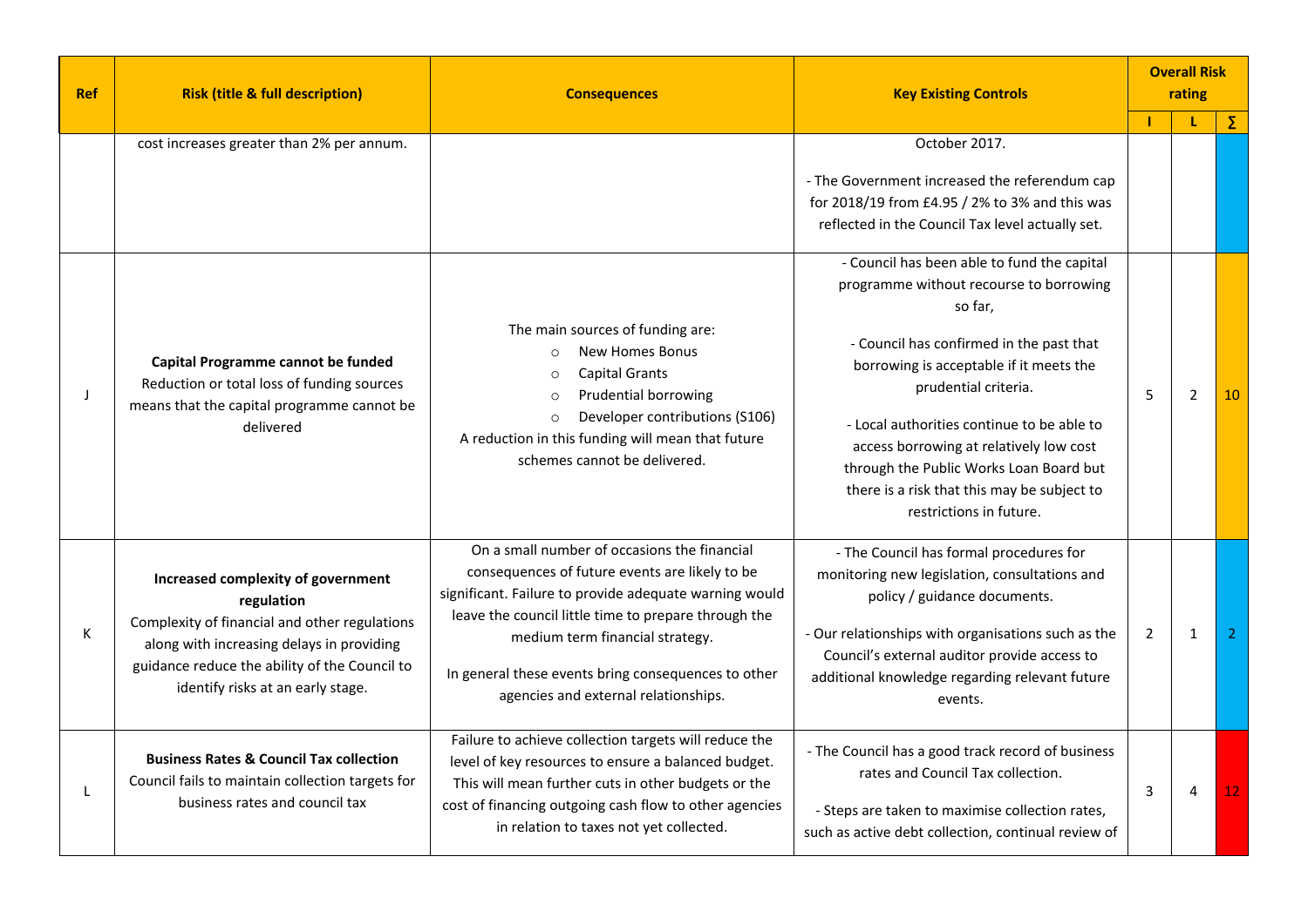| Ref | Risk (title & full description) | Consequences | Key Existing Controls | Overall Risk rating | | |
|---|---|---|---|---|---|---|
| | | | | I | L | ∑ |
| | cost increases greater than 2% per annum. | | October 2017.<br><br>- The Government increased the referendum cap for 2018/19 from £4.95 / 2% to 3% and this was reflected in the Council Tax level actually set. | | | |
| J | **Capital Programme cannot be funded**<br>Reduction or total loss of funding sources means that the capital programme cannot be delivered | The main sources of funding are:<br>○ New Homes Bonus<br>○ Capital Grants<br>○ Prudential borrowing<br>○ Developer contributions (S106)<br>A reduction in this funding will mean that future schemes cannot be delivered. | - Council has been able to fund the capital programme without recourse to borrowing so far,<br><br>- Council has confirmed in the past that borrowing is acceptable if it meets the prudential criteria.<br><br>- Local authorities continue to be able to access borrowing at relatively low cost through the Public Works Loan Board but there is a risk that this may be subject to restrictions in future. | 5 | 2 | 10 |
| K | **Increased complexity of government regulation**<br>Complexity of financial and other regulations along with increasing delays in providing guidance reduce the ability of the Council to identify risks at an early stage. | On a small number of occasions the financial consequences of future events are likely to be significant. Failure to provide adequate warning would leave the council little time to prepare through the medium term financial strategy.<br><br>In general these events bring consequences to other agencies and external relationships. | - The Council has formal procedures for monitoring new legislation, consultations and policy / guidance documents.<br><br>- Our relationships with organisations such as the Council's external auditor provide access to additional knowledge regarding relevant future events. | 2 | 1 | 2 |
| L | **Business Rates & Council Tax collection**<br>Council fails to maintain collection targets for business rates and council tax | Failure to achieve collection targets will reduce the level of key resources to ensure a balanced budget. This will mean further cuts in other budgets or the cost of financing outgoing cash flow to other agencies in relation to taxes not yet collected. | - The Council has a good track record of business rates and Council Tax collection.<br><br>- Steps are taken to maximise collection rates, such as active debt collection, continual review of | 3 | 4 | 12 |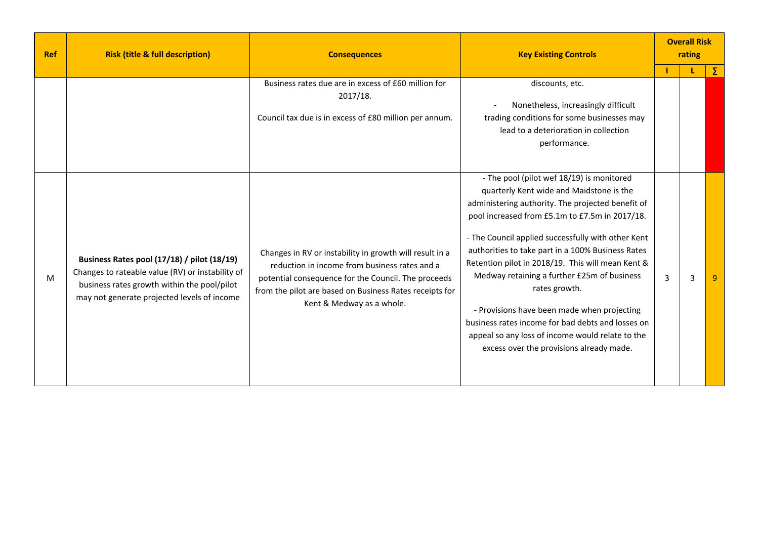| Ref | Risk (title & full description) | Consequences | Key Existing Controls | Overall Risk rating | | |
|---|---|---|---|---|---|---|
| | | | | I | L | Σ |
| | | Business rates due are in excess of £60 million for 2017/18.<br><br>Council tax due is in excess of £80 million per annum. | discounts, etc.<br><br>- Nonetheless, increasingly difficult trading conditions for some businesses may lead to a deterioration in collection performance. | | | |
| M | **Business Rates pool (17/18) / pilot (18/19)**<br>Changes to rateable value (RV) or instability of business rates growth within the pool/pilot may not generate projected levels of income | Changes in RV or instability in growth will result in a reduction in income from business rates and a potential consequence for the Council. The proceeds from the pilot are based on Business Rates receipts for Kent & Medway as a whole. | - The pool (pilot wef 18/19) is monitored quarterly Kent wide and Maidstone is the administering authority. The projected benefit of pool increased from £5.1m to £7.5m in 2017/18.<br><br>- The Council applied successfully with other Kent authorities to take part in a 100% Business Rates Retention pilot in 2018/19. This will mean Kent & Medway retaining a further £25m of business rates growth.<br><br>- Provisions have been made when projecting business rates income for bad debts and losses on appeal so any loss of income would relate to the excess over the provisions already made. | 3 | 3 | 9 |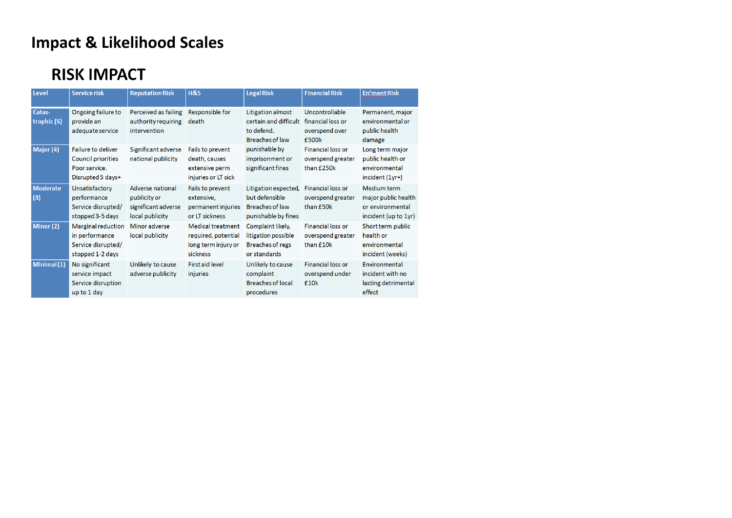# Impact & Likelihood Scales

## RISK IMPACT

| Level | Service risk | Reputation Risk | H&S | Legal Risk | Financial Risk | En'ment Risk |
|---|---|---|---|---|---|---|
| Catas-trophic (5) | Ongoing failure to provide an adequate service | Perceived as failing authority requiring intervention | Responsible for death | Litigation almost certain and difficult to defend. Breaches of law punishable by imprisonment or significant fines | Uncontrollable financial loss or overspend over £500k | Permanent, major environmental or public health damage |
| Major (4) | Failure to deliver Council priorities Poor service. Disrupted 5 days+ | Significant adverse national publicity | Fails to prevent death, causes extensive perm injuries or LT sick | | Financial loss or overspend greater than £250k | Long term major public health or environmental incident (1yr+) |
| Moderate (3) | Unsatisfactory performance Service disrupted/ stopped 3-5 days | Adverse national publicity or significant adverse local publicity | Fails to prevent extensive, permanent injuries or LT sickness | Litigation expected, but defensible Breaches of law punishable by fines | Financial loss or overspend greater than £50k | Medium term major public health or environmental incident (up to 1yr) |
| Minor (2) | Marginal reduction in performance Service disrupted/ stopped 1-2 days | Minor adverse local publicity | Medical treatment required, potential long term injury or sickness | Complaint likely, litigation possible Breaches of regs or standards | Financial loss or overspend greater than £10k | Short term public health or environmental incident (weeks) |
| Minimal (1) | No significant service impact Service disruption up to 1 day | Unlikely to cause adverse publicity | First aid level injuries | Unlikely to cause complaint Breaches of local procedures | Financial loss or overspend under £10k | Environmental incident with no lasting detrimental effect |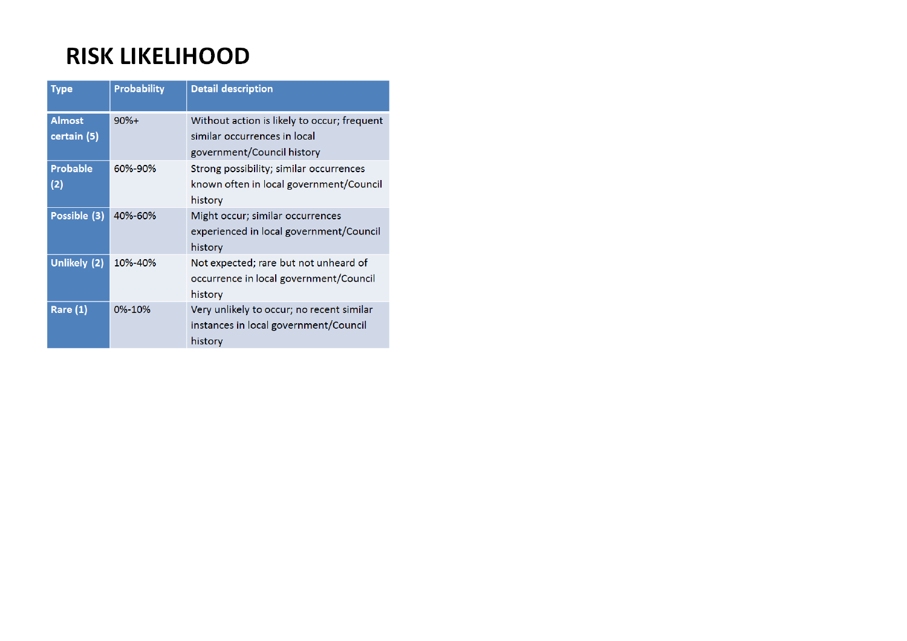# RISK LIKELIHOOD

| Type | Probability | Detail description |
| --- | --- | --- |
| **Almost certain (5)** | 90%+ | Without action is likely to occur; frequent similar occurrences in local government/Council history |
| **Probable (2)** | 60%-90% | Strong possibility; similar occurrences known often in local government/Council history |
| **Possible (3)** | 40%-60% | Might occur; similar occurrences experienced in local government/Council history |
| **Unlikely (2)** | 10%-40% | Not expected; rare but not unheard of occurrence in local government/Council history |
| **Rare (1)** | 0%-10% | Very unlikely to occur; no recent similar instances in local government/Council history |